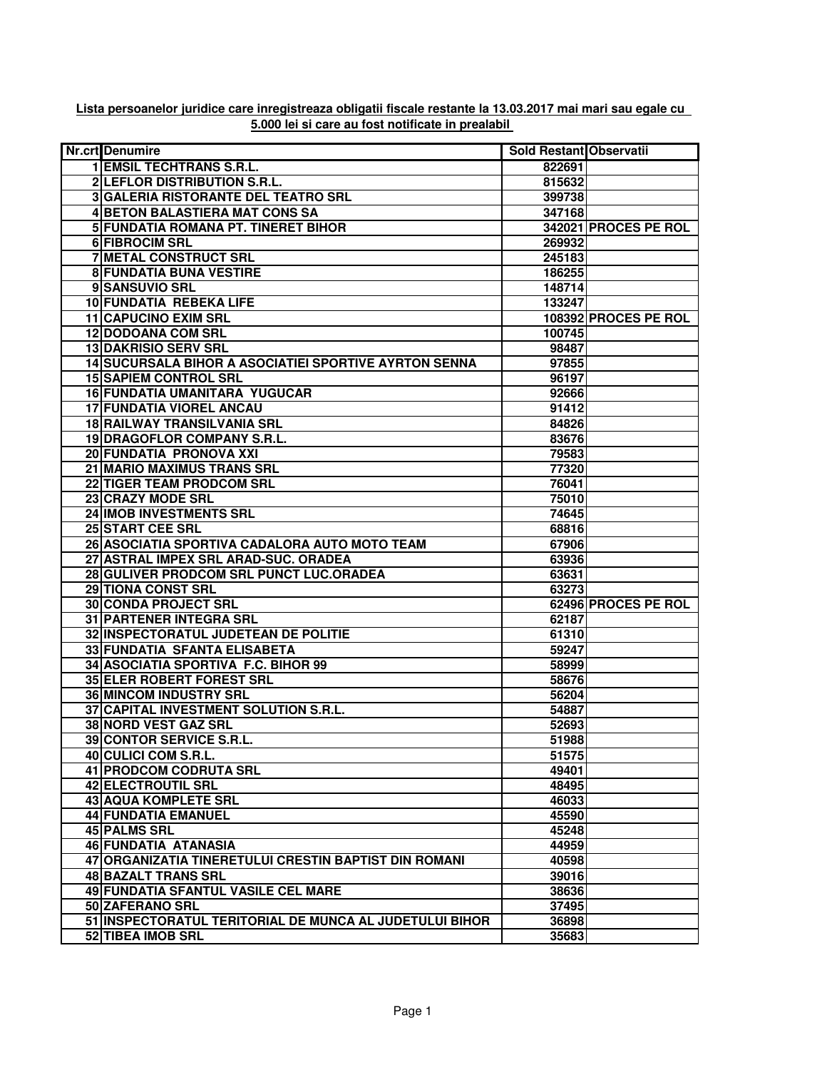**Lista persoanelor juridice care inregistreaza obligatii fiscale restante la 13.03.2017 mai mari sau egale cu 5.000 lei si care au fost notificate in prealabil**

| Nr.crt | Denumire | Sold Restant | Observatii |
|---|---|---|---|
| 1 | EMSIL TECHTRANS S.R.L. | 822691 | |
| 2 | LEFLOR DISTRIBUTION S.R.L. | 815632 | |
| 3 | GALERIA RISTORANTE DEL TEATRO SRL | 399738 | |
| 4 | BETON BALASTIERA MAT CONS SA | 347168 | |
| 5 | FUNDATIA ROMANA PT. TINERET BIHOR | 342021 | PROCES PE ROL |
| 6 | FIBROCIM SRL | 269932 | |
| 7 | METAL CONSTRUCT SRL | 245183 | |
| 8 | FUNDATIA BUNA VESTIRE | 186255 | |
| 9 | SANSUVIO SRL | 148714 | |
| 10 | FUNDATIA REBEKA LIFE | 133247 | |
| 11 | CAPUCINO EXIM SRL | 108392 | PROCES PE ROL |
| 12 | DODOANA COM SRL | 100745 | |
| 13 | DAKRISIO SERV SRL | 98487 | |
| 14 | SUCURSALA BIHOR A ASOCIATIEI SPORTIVE AYRTON SENNA | 97855 | |
| 15 | SAPIEM CONTROL SRL | 96197 | |
| 16 | FUNDATIA UMANITARA YUGUCAR | 92666 | |
| 17 | FUNDATIA VIOREL ANCAU | 91412 | |
| 18 | RAILWAY TRANSILVANIA SRL | 84826 | |
| 19 | DRAGOFLOR COMPANY S.R.L. | 83676 | |
| 20 | FUNDATIA PRONOVA XXI | 79583 | |
| 21 | MARIO MAXIMUS TRANS SRL | 77320 | |
| 22 | TIGER TEAM PRODCOM SRL | 76041 | |
| 23 | CRAZY MODE SRL | 75010 | |
| 24 | IMOB INVESTMENTS SRL | 74645 | |
| 25 | START CEE SRL | 68816 | |
| 26 | ASOCIATIA SPORTIVA CADALORA AUTO MOTO TEAM | 67906 | |
| 27 | ASTRAL IMPEX SRL ARAD-SUC. ORADEA | 63936 | |
| 28 | GULIVER PRODCOM SRL PUNCT LUC.ORADEA | 63631 | |
| 29 | TIONA CONST SRL | 63273 | |
| 30 | CONDA PROJECT SRL | 62496 | PROCES PE ROL |
| 31 | PARTENER INTEGRA SRL | 62187 | |
| 32 | INSPECTORATUL JUDETEAN DE POLITIE | 61310 | |
| 33 | FUNDATIA SFANTA ELISABETA | 59247 | |
| 34 | ASOCIATIA SPORTIVA F.C. BIHOR 99 | 58999 | |
| 35 | ELER ROBERT FOREST SRL | 58676 | |
| 36 | MINCOM INDUSTRY SRL | 56204 | |
| 37 | CAPITAL INVESTMENT SOLUTION S.R.L. | 54887 | |
| 38 | NORD VEST GAZ SRL | 52693 | |
| 39 | CONTOR SERVICE S.R.L. | 51988 | |
| 40 | CULICI COM S.R.L. | 51575 | |
| 41 | PRODCOM CODRUTA SRL | 49401 | |
| 42 | ELECTROUTIL SRL | 48495 | |
| 43 | AQUA KOMPLETE SRL | 46033 | |
| 44 | FUNDATIA EMANUEL | 45590 | |
| 45 | PALMS SRL | 45248 | |
| 46 | FUNDATIA ATANASIA | 44959 | |
| 47 | ORGANIZATIA TINERETULUI CRESTIN BAPTIST DIN ROMANI | 40598 | |
| 48 | BAZALT TRANS SRL | 39016 | |
| 49 | FUNDATIA SFANTUL VASILE CEL MARE | 38636 | |
| 50 | ZAFERANO SRL | 37495 | |
| 51 | INSPECTORATUL TERITORIAL DE MUNCA AL JUDETULUI BIHOR | 36898 | |
| 52 | TIBEA IMOB SRL | 35683 | |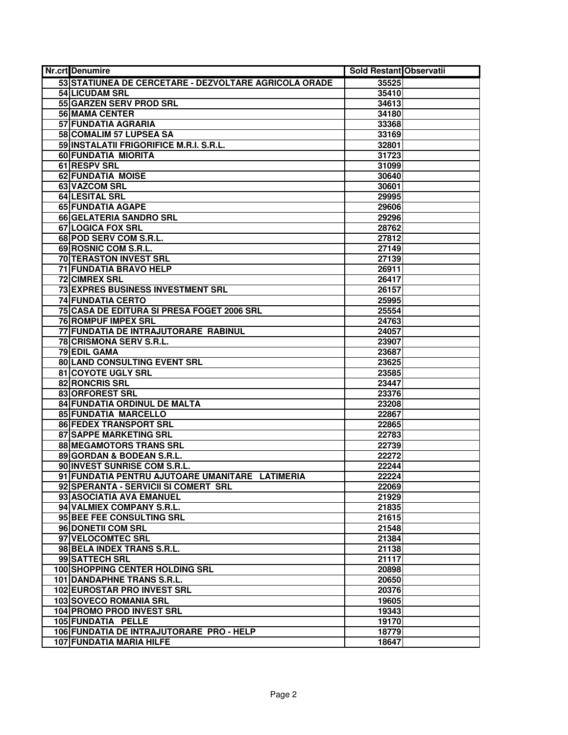| Nr.crt | Denumire | Sold Restant | Observatii |
|---|---|---|---|
| 53 | STATIUNEA DE CERCETARE - DEZVOLTARE AGRICOLA ORADE | 35525 | |
| 54 | LICUDAM SRL | 35410 | |
| 55 | GARZEN SERV PROD SRL | 34613 | |
| 56 | MAMA CENTER | 34180 | |
| 57 | FUNDATIA AGRARIA | 33368 | |
| 58 | COMALIM 57 LUPSEA SA | 33169 | |
| 59 | INSTALATII FRIGORIFICE M.R.I. S.R.L. | 32801 | |
| 60 | FUNDATIA MIORITA | 31723 | |
| 61 | RESPV SRL | 31099 | |
| 62 | FUNDATIA MOISE | 30640 | |
| 63 | VAZCOM SRL | 30601 | |
| 64 | LESITAL SRL | 29995 | |
| 65 | FUNDATIA AGAPE | 29606 | |
| 66 | GELATERIA SANDRO SRL | 29296 | |
| 67 | LOGICA FOX SRL | 28762 | |
| 68 | POD SERV COM S.R.L. | 27812 | |
| 69 | ROSNIC COM S.R.L. | 27149 | |
| 70 | TERASTON INVEST SRL | 27139 | |
| 71 | FUNDATIA BRAVO HELP | 26911 | |
| 72 | CIMREX SRL | 26417 | |
| 73 | EXPRES BUSINESS INVESTMENT SRL | 26157 | |
| 74 | FUNDATIA CERTO | 25995 | |
| 75 | CASA DE EDITURA SI PRESA FOGET 2006 SRL | 25554 | |
| 76 | ROMPUF IMPEX SRL | 24763 | |
| 77 | FUNDATIA DE INTRAJUTORARE RABINUL | 24057 | |
| 78 | CRISMONA SERV S.R.L. | 23907 | |
| 79 | EDIL GAMA | 23687 | |
| 80 | LAND CONSULTING EVENT SRL | 23625 | |
| 81 | COYOTE UGLY SRL | 23585 | |
| 82 | RONCRIS SRL | 23447 | |
| 83 | ORFOREST SRL | 23376 | |
| 84 | FUNDATIA ORDINUL DE MALTA | 23208 | |
| 85 | FUNDATIA MARCELLO | 22867 | |
| 86 | FEDEX TRANSPORT SRL | 22865 | |
| 87 | SAPPE MARKETING SRL | 22783 | |
| 88 | MEGAMOTORS TRANS SRL | 22739 | |
| 89 | GORDAN & BODEAN S.R.L. | 22272 | |
| 90 | INVEST SUNRISE COM S.R.L. | 22244 | |
| 91 | FUNDATIA PENTRU AJUTOARE UMANITARE LATIMERIA | 22224 | |
| 92 | SPERANTA - SERVICII SI COMERT SRL | 22069 | |
| 93 | ASOCIATIA AVA EMANUEL | 21929 | |
| 94 | VALMIEX COMPANY S.R.L. | 21835 | |
| 95 | BEE FEE CONSULTING SRL | 21615 | |
| 96 | DONETII COM SRL | 21548 | |
| 97 | VELOCOMTEC SRL | 21384 | |
| 98 | BELA INDEX TRANS S.R.L. | 21138 | |
| 99 | SATTECH SRL | 21117 | |
| 100 | SHOPPING CENTER HOLDING SRL | 20898 | |
| 101 | DANDAPHNE TRANS S.R.L. | 20650 | |
| 102 | EUROSTAR PRO INVEST SRL | 20376 | |
| 103 | SOVECO ROMANIA SRL | 19605 | |
| 104 | PROMO PROD INVEST SRL | 19343 | |
| 105 | FUNDATIA PELLE | 19170 | |
| 106 | FUNDATIA DE INTRAJUTORARE PRO - HELP | 18779 | |
| 107 | FUNDATIA MARIA HILFE | 18647 | |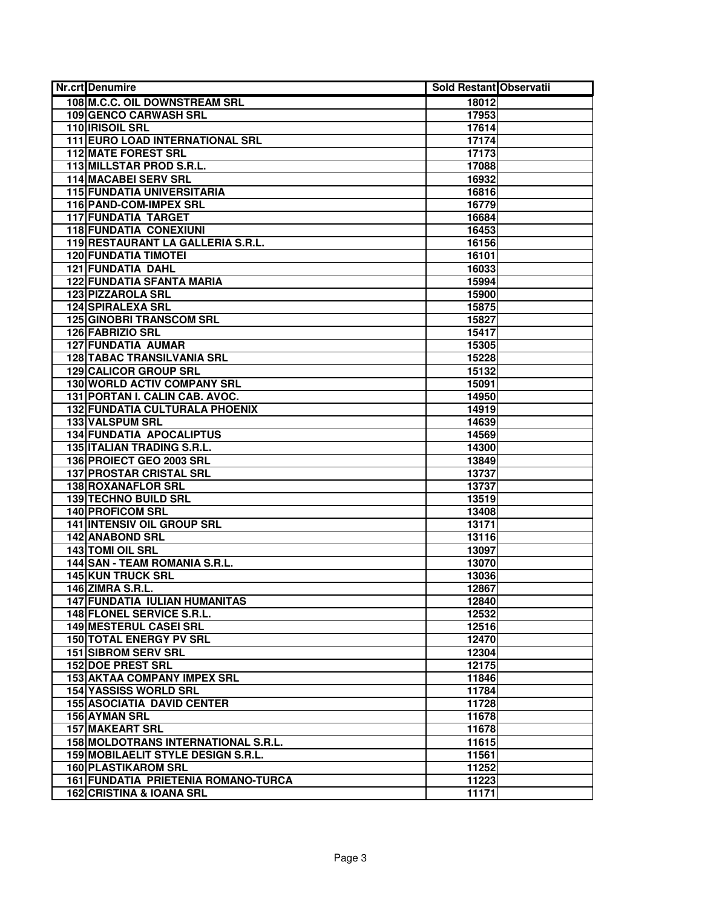| Nr.crt | Denumire | Sold Restant | Observatii |
|---|---|---|---|
| 108 | M.C.C. OIL DOWNSTREAM SRL | 18012 | |
| 109 | GENCO CARWASH SRL | 17953 | |
| 110 | IRISOIL SRL | 17614 | |
| 111 | EURO LOAD INTERNATIONAL SRL | 17174 | |
| 112 | MATE FOREST SRL | 17173 | |
| 113 | MILLSTAR PROD S.R.L. | 17088 | |
| 114 | MACABEI SERV SRL | 16932 | |
| 115 | FUNDATIA UNIVERSITARIA | 16816 | |
| 116 | PAND-COM-IMPEX SRL | 16779 | |
| 117 | FUNDATIA TARGET | 16684 | |
| 118 | FUNDATIA CONEXIUNI | 16453 | |
| 119 | RESTAURANT LA GALLERIA S.R.L. | 16156 | |
| 120 | FUNDATIA TIMOTEI | 16101 | |
| 121 | FUNDATIA DAHL | 16033 | |
| 122 | FUNDATIA SFANTA MARIA | 15994 | |
| 123 | PIZZAROLA SRL | 15900 | |
| 124 | SPIRALEXA SRL | 15875 | |
| 125 | GINOBRI TRANSCOM SRL | 15827 | |
| 126 | FABRIZIO SRL | 15417 | |
| 127 | FUNDATIA AUMAR | 15305 | |
| 128 | TABAC TRANSILVANIA SRL | 15228 | |
| 129 | CALICOR GROUP SRL | 15132 | |
| 130 | WORLD ACTIV COMPANY SRL | 15091 | |
| 131 | PORTAN I. CALIN CAB. AVOC. | 14950 | |
| 132 | FUNDATIA CULTURALA PHOENIX | 14919 | |
| 133 | VALSPUM SRL | 14639 | |
| 134 | FUNDATIA APOCALIPTUS | 14569 | |
| 135 | ITALIAN TRADING S.R.L. | 14300 | |
| 136 | PROIECT GEO 2003 SRL | 13849 | |
| 137 | PROSTAR CRISTAL SRL | 13737 | |
| 138 | ROXANAFLOR SRL | 13737 | |
| 139 | TECHNO BUILD SRL | 13519 | |
| 140 | PROFICOM SRL | 13408 | |
| 141 | INTENSIV OIL GROUP SRL | 13171 | |
| 142 | ANABOND SRL | 13116 | |
| 143 | TOMI OIL SRL | 13097 | |
| 144 | SAN - TEAM ROMANIA S.R.L. | 13070 | |
| 145 | KUN TRUCK SRL | 13036 | |
| 146 | ZIMRA S.R.L. | 12867 | |
| 147 | FUNDATIA IULIAN HUMANITAS | 12840 | |
| 148 | FLONEL SERVICE S.R.L. | 12532 | |
| 149 | MESTERUL CASEI SRL | 12516 | |
| 150 | TOTAL ENERGY PV SRL | 12470 | |
| 151 | SIBROM SERV SRL | 12304 | |
| 152 | DOE PREST SRL | 12175 | |
| 153 | AKTAA COMPANY IMPEX SRL | 11846 | |
| 154 | YASSISS WORLD SRL | 11784 | |
| 155 | ASOCIATIA DAVID CENTER | 11728 | |
| 156 | AYMAN SRL | 11678 | |
| 157 | MAKEART SRL | 11678 | |
| 158 | MOLDOTRANS INTERNATIONAL S.R.L. | 11615 | |
| 159 | MOBILAELIT STYLE DESIGN S.R.L. | 11561 | |
| 160 | PLASTIKAROM SRL | 11252 | |
| 161 | FUNDATIA PRIETENIA ROMANO-TURCA | 11223 | |
| 162 | CRISTINA & IOANA SRL | 11171 | |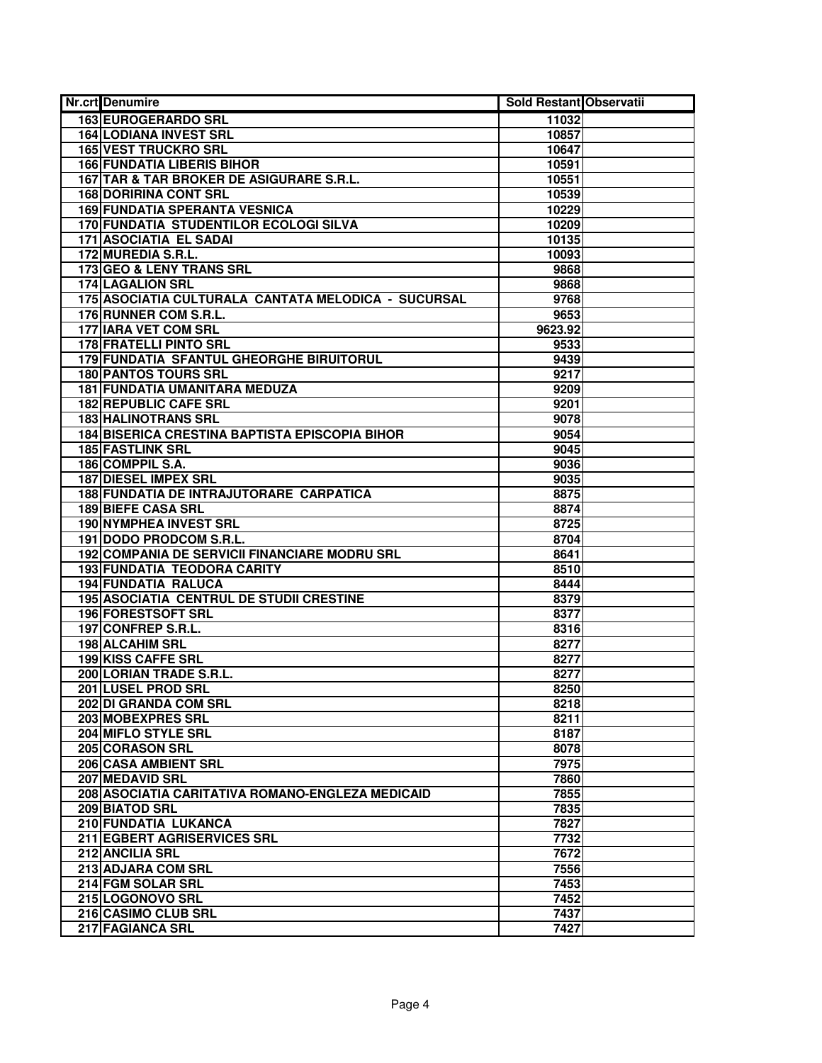| Nr.crt | Denumire | Sold Restant | Observatii |
|---|---|---|---|
| 163 | EUROGERARDO SRL | 11032 | |
| 164 | LODIANA INVEST SRL | 10857 | |
| 165 | VEST TRUCKRO SRL | 10647 | |
| 166 | FUNDATIA LIBERIS BIHOR | 10591 | |
| 167 | TAR & TAR BROKER DE ASIGURARE S.R.L. | 10551 | |
| 168 | DORIRINA CONT SRL | 10539 | |
| 169 | FUNDATIA SPERANTA VESNICA | 10229 | |
| 170 | FUNDATIA STUDENTILOR ECOLOGI SILVA | 10209 | |
| 171 | ASOCIATIA EL SADAI | 10135 | |
| 172 | MUREDIA S.R.L. | 10093 | |
| 173 | GEO & LENY TRANS SRL | 9868 | |
| 174 | LAGALION SRL | 9868 | |
| 175 | ASOCIATIA CULTURALA CANTATA MELODICA - SUCURSAL | 9768 | |
| 176 | RUNNER COM S.R.L. | 9653 | |
| 177 | IARA VET COM SRL | 9623.92 | |
| 178 | FRATELLI PINTO SRL | 9533 | |
| 179 | FUNDATIA SFANTUL GHEORGHE BIRUITORUL | 9439 | |
| 180 | PANTOS TOURS SRL | 9217 | |
| 181 | FUNDATIA UMANITARA MEDUZA | 9209 | |
| 182 | REPUBLIC CAFE SRL | 9201 | |
| 183 | HALINOTRANS SRL | 9078 | |
| 184 | BISERICA CRESTINA BAPTISTA EPISCOPIA BIHOR | 9054 | |
| 185 | FASTLINK SRL | 9045 | |
| 186 | COMPPIL S.A. | 9036 | |
| 187 | DIESEL IMPEX SRL | 9035 | |
| 188 | FUNDATIA DE INTRAJUTORARE CARPATICA | 8875 | |
| 189 | BIEFE CASA SRL | 8874 | |
| 190 | NYMPHEA INVEST SRL | 8725 | |
| 191 | DODO PRODCOM S.R.L. | 8704 | |
| 192 | COMPANIA DE SERVICII FINANCIARE MODRU SRL | 8641 | |
| 193 | FUNDATIA TEODORA CARITY | 8510 | |
| 194 | FUNDATIA RALUCA | 8444 | |
| 195 | ASOCIATIA CENTRUL DE STUDII CRESTINE | 8379 | |
| 196 | FORESTSOFT SRL | 8377 | |
| 197 | CONFREP S.R.L. | 8316 | |
| 198 | ALCAHIM SRL | 8277 | |
| 199 | KISS CAFFE SRL | 8277 | |
| 200 | LORIAN TRADE S.R.L. | 8277 | |
| 201 | LUSEL PROD SRL | 8250 | |
| 202 | DI GRANDA COM SRL | 8218 | |
| 203 | MOBEXPRES SRL | 8211 | |
| 204 | MIFLO STYLE SRL | 8187 | |
| 205 | CORASON SRL | 8078 | |
| 206 | CASA AMBIENT SRL | 7975 | |
| 207 | MEDAVID SRL | 7860 | |
| 208 | ASOCIATIA CARITATIVA ROMANO-ENGLEZA MEDICAID | 7855 | |
| 209 | BIATOD SRL | 7835 | |
| 210 | FUNDATIA LUKANCA | 7827 | |
| 211 | EGBERT AGRISERVICES SRL | 7732 | |
| 212 | ANCILIA SRL | 7672 | |
| 213 | ADJARA COM SRL | 7556 | |
| 214 | FGM SOLAR SRL | 7453 | |
| 215 | LOGONOVO SRL | 7452 | |
| 216 | CASIMO CLUB SRL | 7437 | |
| 217 | FAGIANCA SRL | 7427 | |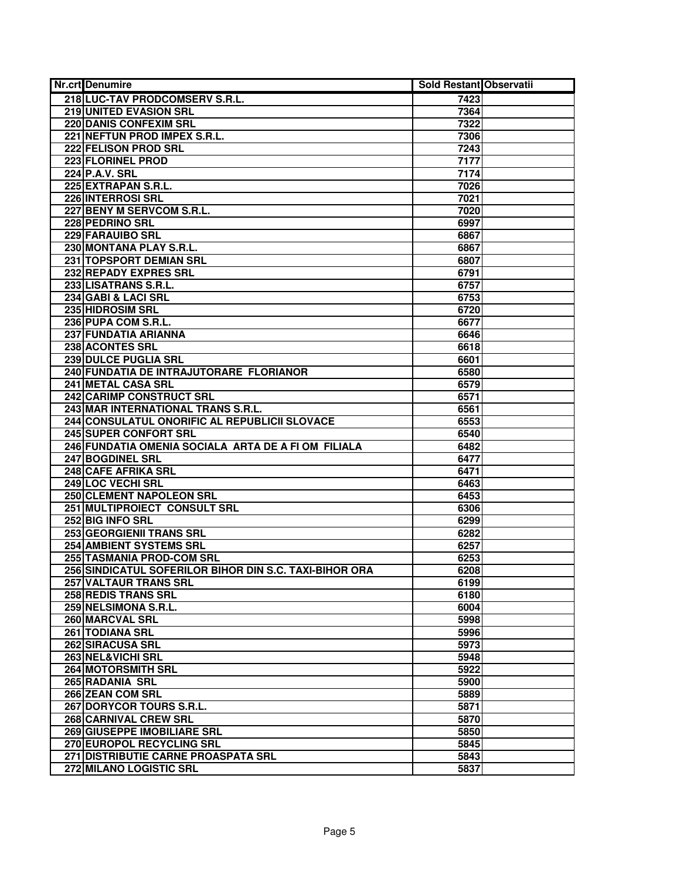| Nr.crt | Denumire | Sold Restant | Observatii |
|---|---|---|---|
| 218 | LUC-TAV PRODCOMSERV S.R.L. | 7423 | |
| 219 | UNITED EVASION SRL | 7364 | |
| 220 | DANIS CONFEXIM SRL | 7322 | |
| 221 | NEFTUN PROD IMPEX S.R.L. | 7306 | |
| 222 | FELISON PROD SRL | 7243 | |
| 223 | FLORINEL PROD | 7177 | |
| 224 | P.A.V. SRL | 7174 | |
| 225 | EXTRAPAN S.R.L. | 7026 | |
| 226 | INTERROSI SRL | 7021 | |
| 227 | BENY M SERVCOM S.R.L. | 7020 | |
| 228 | PEDRINO SRL | 6997 | |
| 229 | FARAUIBO SRL | 6867 | |
| 230 | MONTANA PLAY S.R.L. | 6867 | |
| 231 | TOPSPORT DEMIAN SRL | 6807 | |
| 232 | REPADY EXPRES SRL | 6791 | |
| 233 | LISATRANS S.R.L. | 6757 | |
| 234 | GABI & LACI SRL | 6753 | |
| 235 | HIDROSIM SRL | 6720 | |
| 236 | PUPA COM S.R.L. | 6677 | |
| 237 | FUNDATIA ARIANNA | 6646 | |
| 238 | ACONTES SRL | 6618 | |
| 239 | DULCE PUGLIA SRL | 6601 | |
| 240 | FUNDATIA DE INTRAJUTORARE FLORIANOR | 6580 | |
| 241 | METAL CASA SRL | 6579 | |
| 242 | CARIMP CONSTRUCT SRL | 6571 | |
| 243 | MAR INTERNATIONAL TRANS S.R.L. | 6561 | |
| 244 | CONSULATUL ONORIFIC AL REPUBLICII SLOVACE | 6553 | |
| 245 | SUPER CONFORT SRL | 6540 | |
| 246 | FUNDATIA OMENIA SOCIALA ARTA DE A FI OM FILIALA | 6482 | |
| 247 | BOGDINEL SRL | 6477 | |
| 248 | CAFE AFRIKA SRL | 6471 | |
| 249 | LOC VECHI SRL | 6463 | |
| 250 | CLEMENT NAPOLEON SRL | 6453 | |
| 251 | MULTIPROIECT CONSULT SRL | 6306 | |
| 252 | BIG INFO SRL | 6299 | |
| 253 | GEORGIENII TRANS SRL | 6282 | |
| 254 | AMBIENT SYSTEMS SRL | 6257 | |
| 255 | TASMANIA PROD-COM SRL | 6253 | |
| 256 | SINDICATUL SOFERILOR BIHOR DIN S.C. TAXI-BIHOR ORA | 6208 | |
| 257 | VALTAUR TRANS SRL | 6199 | |
| 258 | REDIS TRANS SRL | 6180 | |
| 259 | NELSIMONA S.R.L. | 6004 | |
| 260 | MARCVAL SRL | 5998 | |
| 261 | TODIANA SRL | 5996 | |
| 262 | SIRACUSA SRL | 5973 | |
| 263 | NEL&VICHI SRL | 5948 | |
| 264 | MOTORSMITH SRL | 5922 | |
| 265 | RADANIA SRL | 5900 | |
| 266 | ZEAN COM SRL | 5889 | |
| 267 | DORYCOR TOURS S.R.L. | 5871 | |
| 268 | CARNIVAL CREW SRL | 5870 | |
| 269 | GIUSEPPE IMOBILIARE SRL | 5850 | |
| 270 | EUROPOL RECYCLING SRL | 5845 | |
| 271 | DISTRIBUTIE CARNE PROASPATA SRL | 5843 | |
| 272 | MILANO LOGISTIC SRL | 5837 | |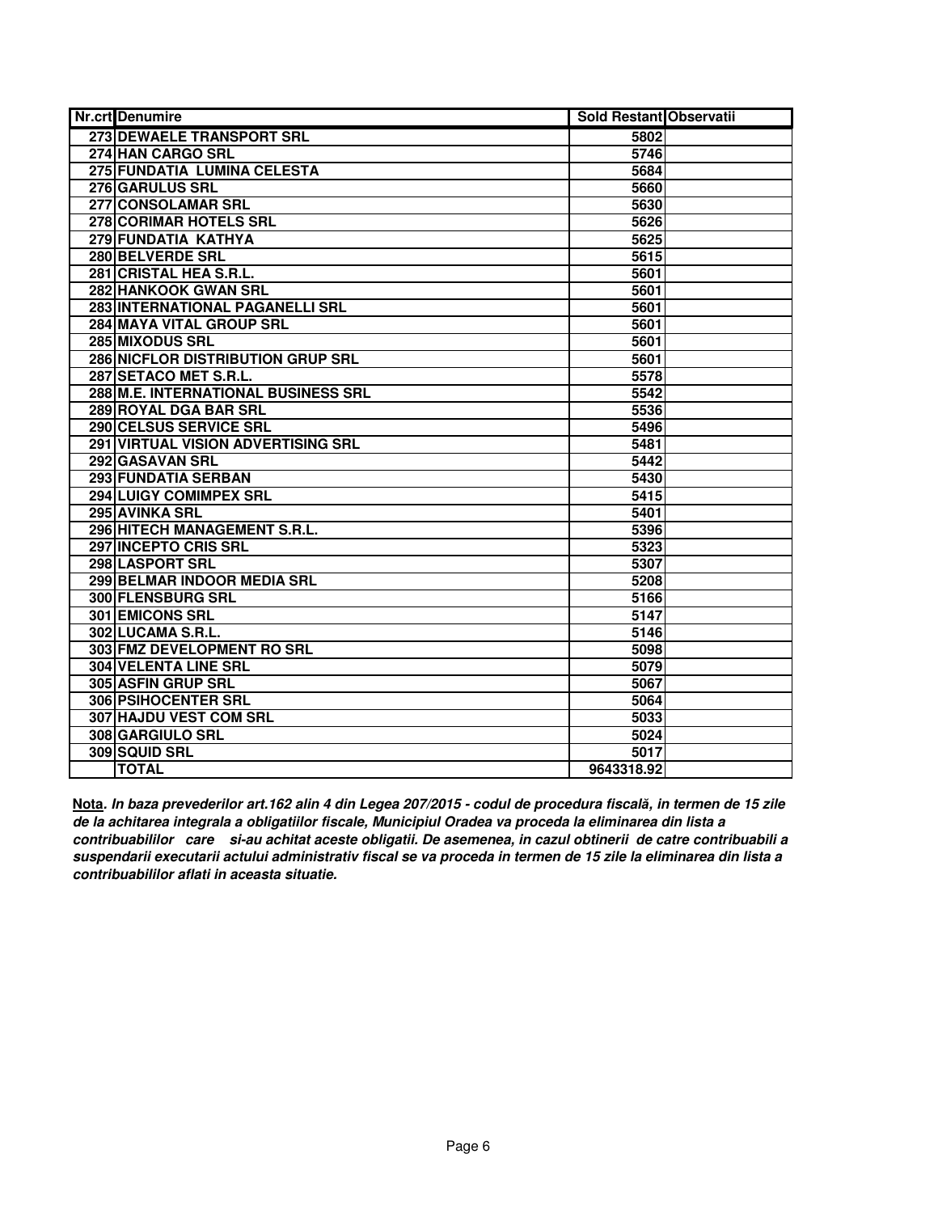| Nr.crt | Denumire | Sold Restant | Observatii |
|---|---|---|---|
| 273 | DEWAELE TRANSPORT SRL | 5802 | |
| 274 | HAN CARGO SRL | 5746 | |
| 275 | FUNDATIA LUMINA CELESTA | 5684 | |
| 276 | GARULUS SRL | 5660 | |
| 277 | CONSOLAMAR SRL | 5630 | |
| 278 | CORIMAR HOTELS SRL | 5626 | |
| 279 | FUNDATIA KATHYA | 5625 | |
| 280 | BELVERDE SRL | 5615 | |
| 281 | CRISTAL HEA S.R.L. | 5601 | |
| 282 | HANKOOK GWAN SRL | 5601 | |
| 283 | INTERNATIONAL PAGANELLI SRL | 5601 | |
| 284 | MAYA VITAL GROUP SRL | 5601 | |
| 285 | MIXODUS SRL | 5601 | |
| 286 | NICFLOR DISTRIBUTION GRUP SRL | 5601 | |
| 287 | SETACO MET S.R.L. | 5578 | |
| 288 | M.E. INTERNATIONAL BUSINESS SRL | 5542 | |
| 289 | ROYAL DGA BAR SRL | 5536 | |
| 290 | CELSUS SERVICE SRL | 5496 | |
| 291 | VIRTUAL VISION ADVERTISING SRL | 5481 | |
| 292 | GASAVAN SRL | 5442 | |
| 293 | FUNDATIA SERBAN | 5430 | |
| 294 | LUIGY COMIMPEX SRL | 5415 | |
| 295 | AVINKA SRL | 5401 | |
| 296 | HITECH MANAGEMENT S.R.L. | 5396 | |
| 297 | INCEPTO CRIS SRL | 5323 | |
| 298 | LASPORT SRL | 5307 | |
| 299 | BELMAR INDOOR MEDIA SRL | 5208 | |
| 300 | FLENSBURG SRL | 5166 | |
| 301 | EMICONS SRL | 5147 | |
| 302 | LUCAMA S.R.L. | 5146 | |
| 303 | FMZ DEVELOPMENT RO SRL | 5098 | |
| 304 | VELENTA LINE SRL | 5079 | |
| 305 | ASFIN GRUP SRL | 5067 | |
| 306 | PSIHOCENTER SRL | 5064 | |
| 307 | HAJDU VEST COM SRL | 5033 | |
| 308 | GARGIULO SRL | 5024 | |
| 309 | SQUID SRL | 5017 | |
| | TOTAL | 9643318.92 | |

**Nota**. ***In baza prevederilor art.162 alin 4 din Legea 207/2015 - codul de procedura fiscală, in termen de 15 zile de la achitarea integrala a obligatiilor fiscale, Municipiul Oradea va proceda la eliminarea din lista a contribuabililor care si-au achitat aceste obligatii. De asemenea, in cazul obtinerii de catre contribuabili a suspendarii executarii actului administrativ fiscal se va proceda in termen de 15 zile la eliminarea din lista a contribuabililor aflati in aceasta situatie.***